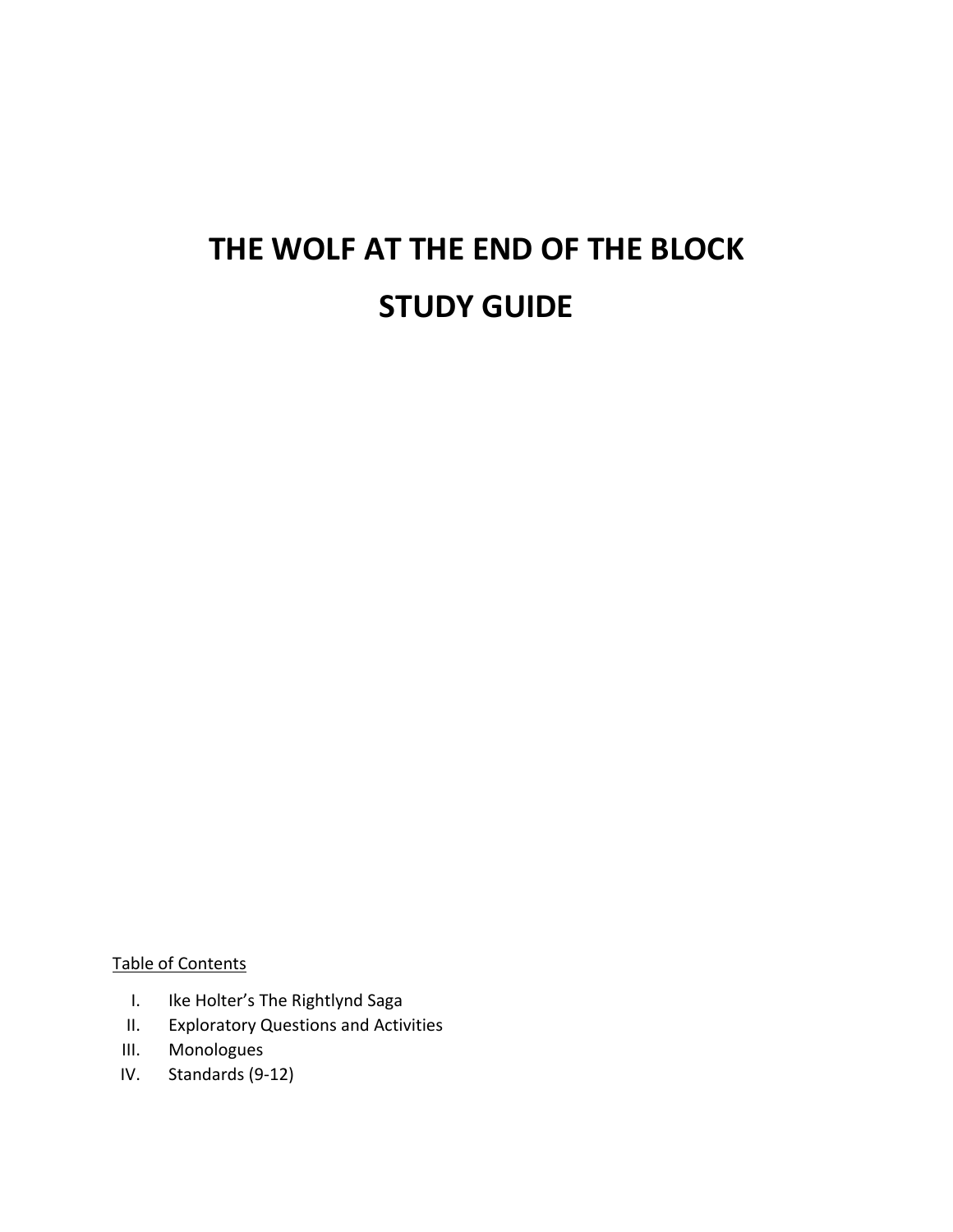# THE WOLF AT THE END OF THE BLOCK

# STUDY GUIDE

<u>Table of Contents</u>

I. Ike Holter's The Rightlynd Saga
II. Exploratory Questions and Activities
III. Monologues
IV. Standards (9-12)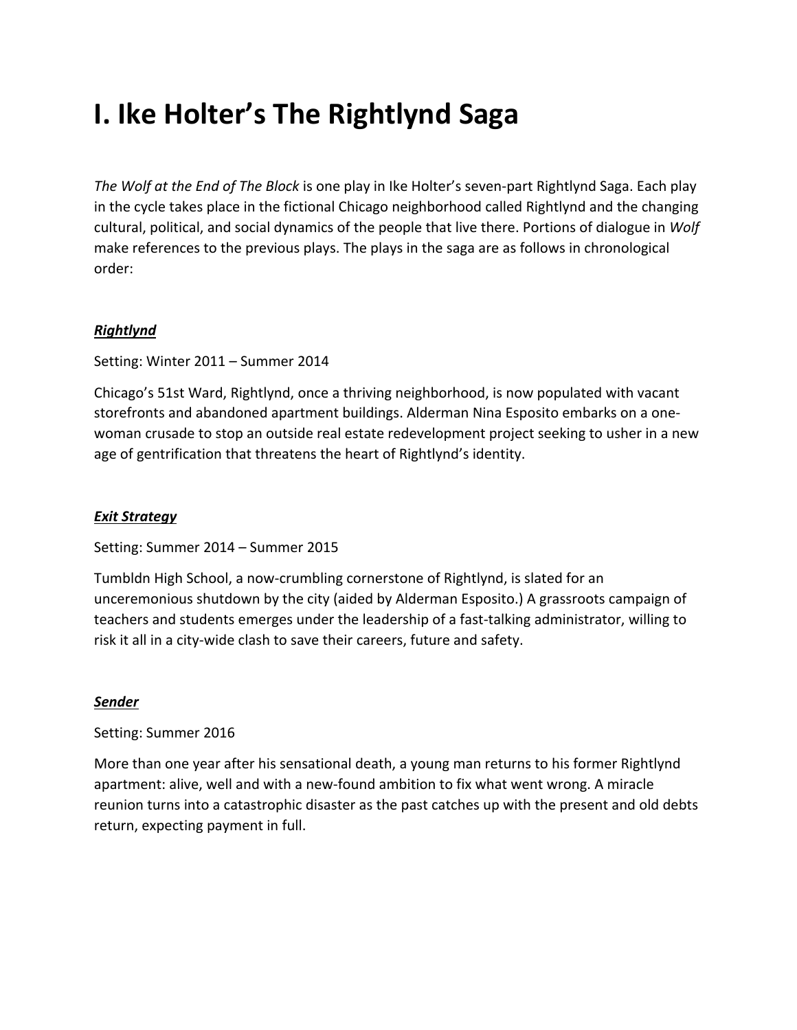# I. Ike Holter's The Rightlynd Saga

*The Wolf at the End of The Block* is one play in Ike Holter's seven-part Rightlynd Saga. Each play in the cycle takes place in the fictional Chicago neighborhood called Rightlynd and the changing cultural, political, and social dynamics of the people that live there. Portions of dialogue in *Wolf* make references to the previous plays. The plays in the saga are as follows in chronological order:

***Rightlynd***

Setting: Winter 2011 – Summer 2014

Chicago's 51st Ward, Rightlynd, once a thriving neighborhood, is now populated with vacant storefronts and abandoned apartment buildings. Alderman Nina Esposito embarks on a one-woman crusade to stop an outside real estate redevelopment project seeking to usher in a new age of gentrification that threatens the heart of Rightlynd's identity.

***Exit Strategy***

Setting: Summer 2014 – Summer 2015

Tumbldn High School, a now-crumbling cornerstone of Rightlynd, is slated for an unceremonious shutdown by the city (aided by Alderman Esposito.) A grassroots campaign of teachers and students emerges under the leadership of a fast-talking administrator, willing to risk it all in a city-wide clash to save their careers, future and safety.

***Sender***

Setting: Summer 2016

More than one year after his sensational death, a young man returns to his former Rightlynd apartment: alive, well and with a new-found ambition to fix what went wrong. A miracle reunion turns into a catastrophic disaster as the past catches up with the present and old debts return, expecting payment in full.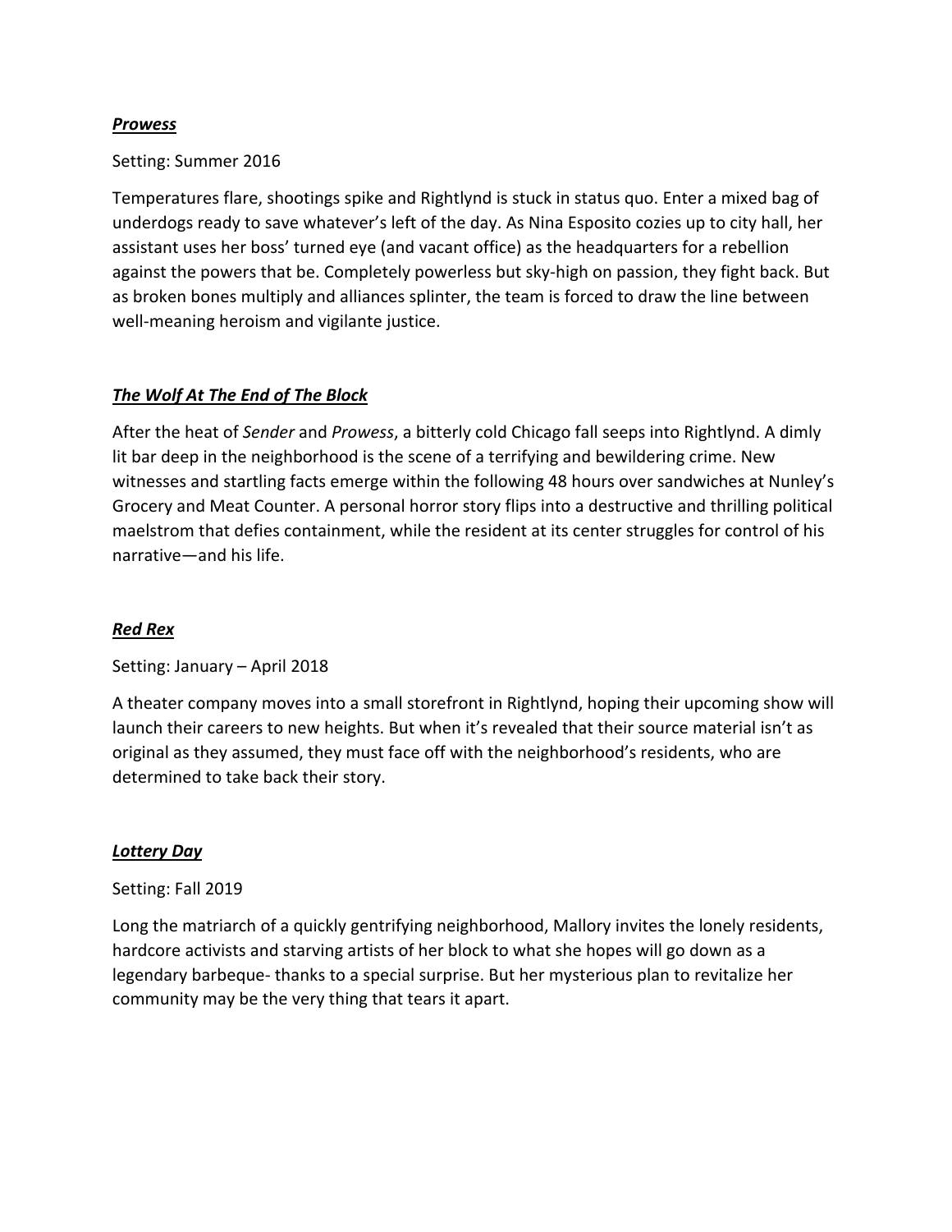***Prowess***

Setting: Summer 2016

Temperatures flare, shootings spike and Rightlynd is stuck in status quo. Enter a mixed bag of underdogs ready to save whatever's left of the day. As Nina Esposito cozies up to city hall, her assistant uses her boss' turned eye (and vacant office) as the headquarters for a rebellion against the powers that be. Completely powerless but sky-high on passion, they fight back. But as broken bones multiply and alliances splinter, the team is forced to draw the line between well-meaning heroism and vigilante justice.

***The Wolf At The End of The Block***

After the heat of *Sender* and *Prowess*, a bitterly cold Chicago fall seeps into Rightlynd. A dimly lit bar deep in the neighborhood is the scene of a terrifying and bewildering crime. New witnesses and startling facts emerge within the following 48 hours over sandwiches at Nunley's Grocery and Meat Counter. A personal horror story flips into a destructive and thrilling political maelstrom that defies containment, while the resident at its center struggles for control of his narrative—and his life.

***Red Rex***

Setting: January – April 2018

A theater company moves into a small storefront in Rightlynd, hoping their upcoming show will launch their careers to new heights. But when it's revealed that their source material isn't as original as they assumed, they must face off with the neighborhood's residents, who are determined to take back their story.

***Lottery Day***

Setting: Fall 2019

Long the matriarch of a quickly gentrifying neighborhood, Mallory invites the lonely residents, hardcore activists and starving artists of her block to what she hopes will go down as a legendary barbeque- thanks to a special surprise. But her mysterious plan to revitalize her community may be the very thing that tears it apart.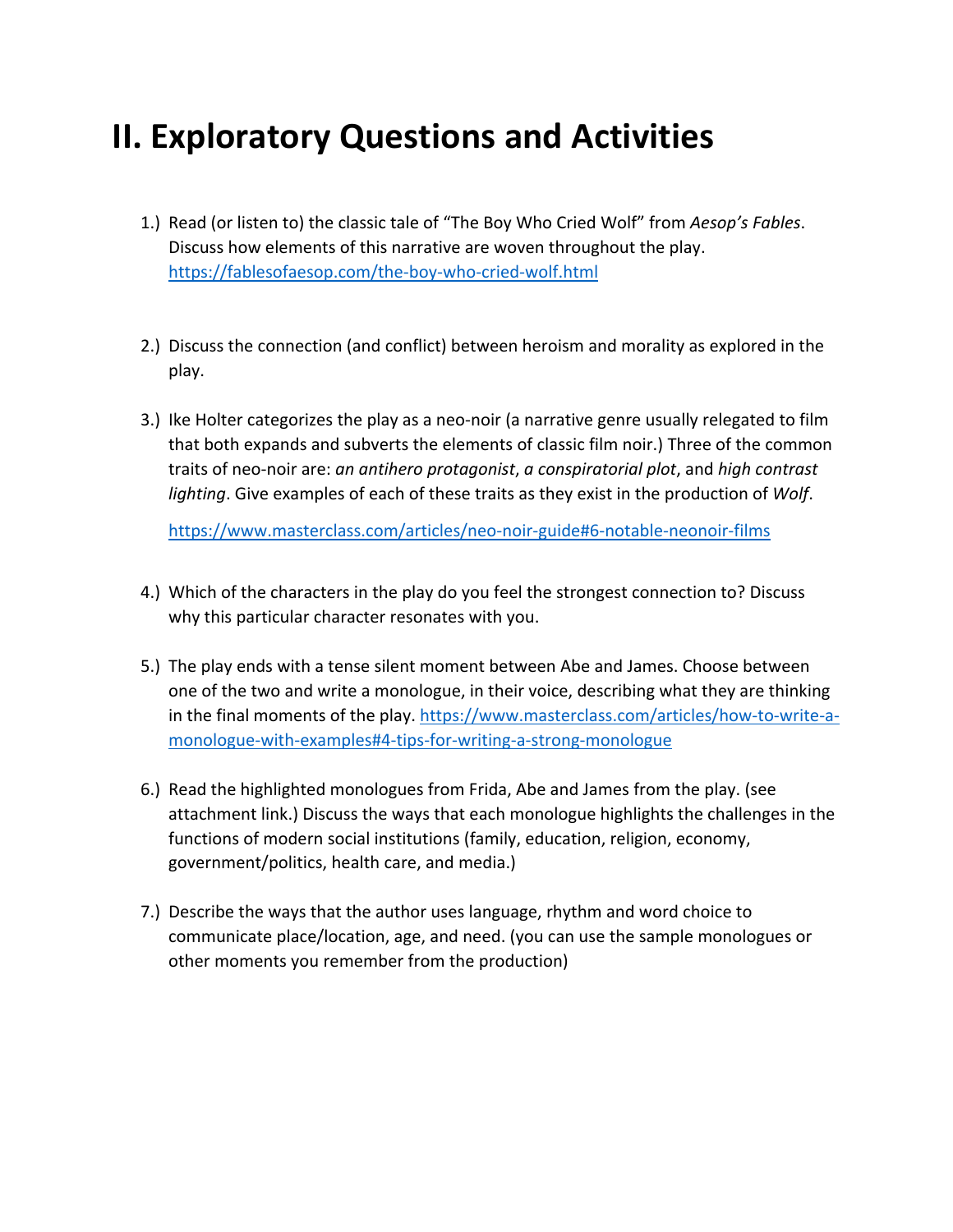# II. Exploratory Questions and Activities

1.) Read (or listen to) the classic tale of "The Boy Who Cried Wolf" from *Aesop's Fables*. Discuss how elements of this narrative are woven throughout the play. https://fablesofaesop.com/the-boy-who-cried-wolf.html

2.) Discuss the connection (and conflict) between heroism and morality as explored in the play.

3.) Ike Holter categorizes the play as a neo-noir (a narrative genre usually relegated to film that both expands and subverts the elements of classic film noir.) Three of the common traits of neo-noir are: *an antihero protagonist*, *a conspiratorial plot*, and *high contrast lighting*. Give examples of each of these traits as they exist in the production of *Wolf*.

   https://www.masterclass.com/articles/neo-noir-guide#6-notable-neonoir-films

4.) Which of the characters in the play do you feel the strongest connection to? Discuss why this particular character resonates with you.

5.) The play ends with a tense silent moment between Abe and James. Choose between one of the two and write a monologue, in their voice, describing what they are thinking in the final moments of the play. https://www.masterclass.com/articles/how-to-write-a-monologue-with-examples#4-tips-for-writing-a-strong-monologue

6.) Read the highlighted monologues from Frida, Abe and James from the play. (see attachment link.) Discuss the ways that each monologue highlights the challenges in the functions of modern social institutions (family, education, religion, economy, government/politics, health care, and media.)

7.) Describe the ways that the author uses language, rhythm and word choice to communicate place/location, age, and need. (you can use the sample monologues or other moments you remember from the production)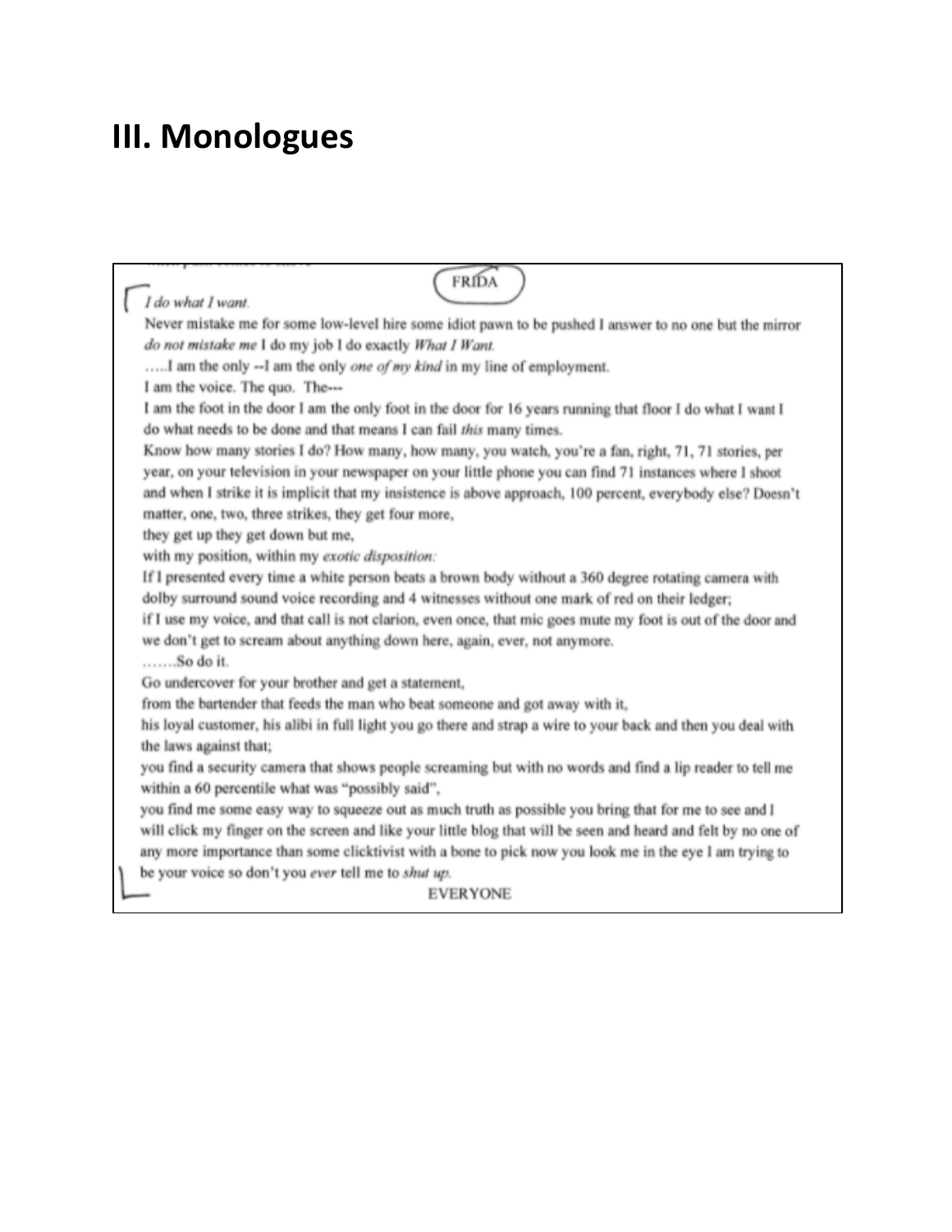# III. Monologues

FRIDA

*I do what I want.*

Never mistake me for some low-level hire some idiot pawn to be pushed I answer to no one but the mirror *do not mistake me* I do my job I do exactly *What I Want.*

…..I am the only --I am the only *one of my kind* in my line of employment.

I am the voice. The quo. The---

I am the foot in the door I am the only foot in the door for 16 years running that floor I do what I want I do what needs to be done and that means I can fail *this* many times.

Know how many stories I do? How many, how many, you watch, you're a fan, right, 71, 71 stories, per year, on your television in your newspaper on your little phone you can find 71 instances where I shoot and when I strike it is implicit that my insistence is above approach, 100 percent, everybody else? Doesn't matter, one, two, three strikes, they get four more,

they get up they get down but me,

with my position, within my *exotic disposition:*

If I presented every time a white person beats a brown body without a 360 degree rotating camera with dolby surround sound voice recording and 4 witnesses without one mark of red on their ledger;

if I use my voice, and that call is not clarion, even once, that mic goes mute my foot is out of the door and we don't get to scream about anything down here, again, ever, not anymore.

…….So do it.

Go undercover for your brother and get a statement,

from the bartender that feeds the man who beat someone and got away with it,

his loyal customer, his alibi in full light you go there and strap a wire to your back and then you deal with the laws against that;

you find a security camera that shows people screaming but with no words and find a lip reader to tell me within a 60 percentile what was "possibly said",

you find me some easy way to squeeze out as much truth as possible you bring that for me to see and I will click my finger on the screen and like your little blog that will be seen and heard and felt by no one of any more importance than some clicktivist with a bone to pick now you look me in the eye I am trying to be your voice so don't you *ever* tell me to *shut up.*

EVERYONE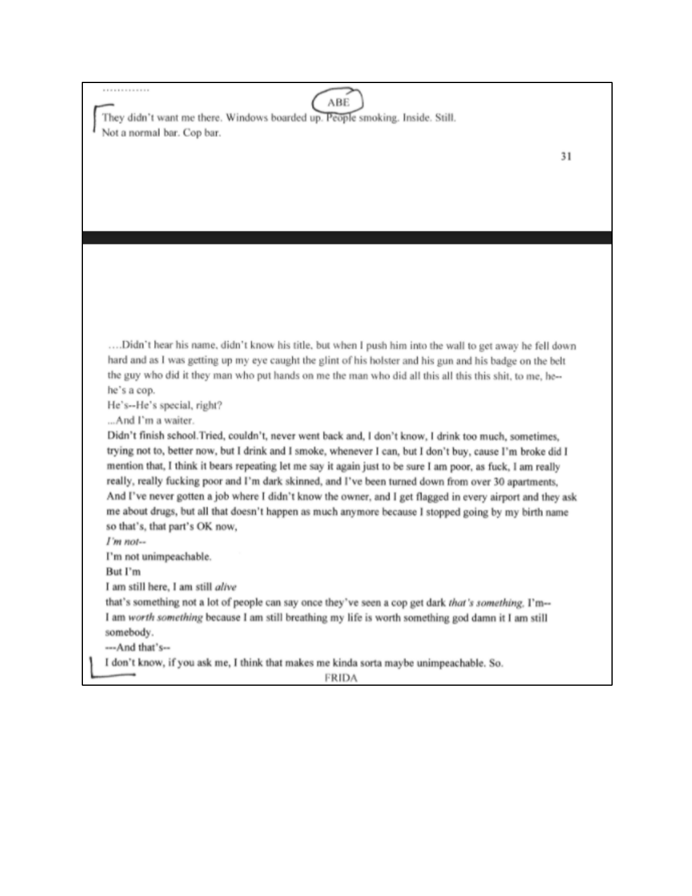.............

ABE

They didn't want me there. Windows boarded up. People smoking. Inside. Still.
Not a normal bar. Cop bar.

....Didn't hear his name, didn't know his title, but when I push him into the wall to get away he fell down hard and as I was getting up my eye caught the glint of his holster and his gun and his badge on the belt the guy who did it they man who put hands on me the man who did all this all this this shit, to me, he--
he's a cop.
He's--He's special, right?
...And I'm a waiter.
Didn't finish school.Tried, couldn't, never went back and, I don't know, I drink too much, sometimes, trying not to, better now, but I drink and I smoke, whenever I can, but I don't buy, cause I'm broke did I mention that, I think it bears repeating let me say it again just to be sure I am poor, as fuck, I am really really, really fucking poor and I'm dark skinned, and I've been turned down from over 30 apartments, And I've never gotten a job where I didn't know the owner, and I get flagged in every airport and they ask me about drugs, but all that doesn't happen as much anymore because I stopped going by my birth name so that's, that part's OK now,
*I'm not--*
I'm not unimpeachable.
But I'm
I am still here, I am still *alive*
that's something not a lot of people can say once they've seen a cop get dark *that's something.* I'm--
I am *worth something* because I am still breathing my life is worth something god damn it I am still somebody.
---And that's--
I don't know, if you ask me, I think that makes me kinda sorta maybe unimpeachable. So.

FRIDA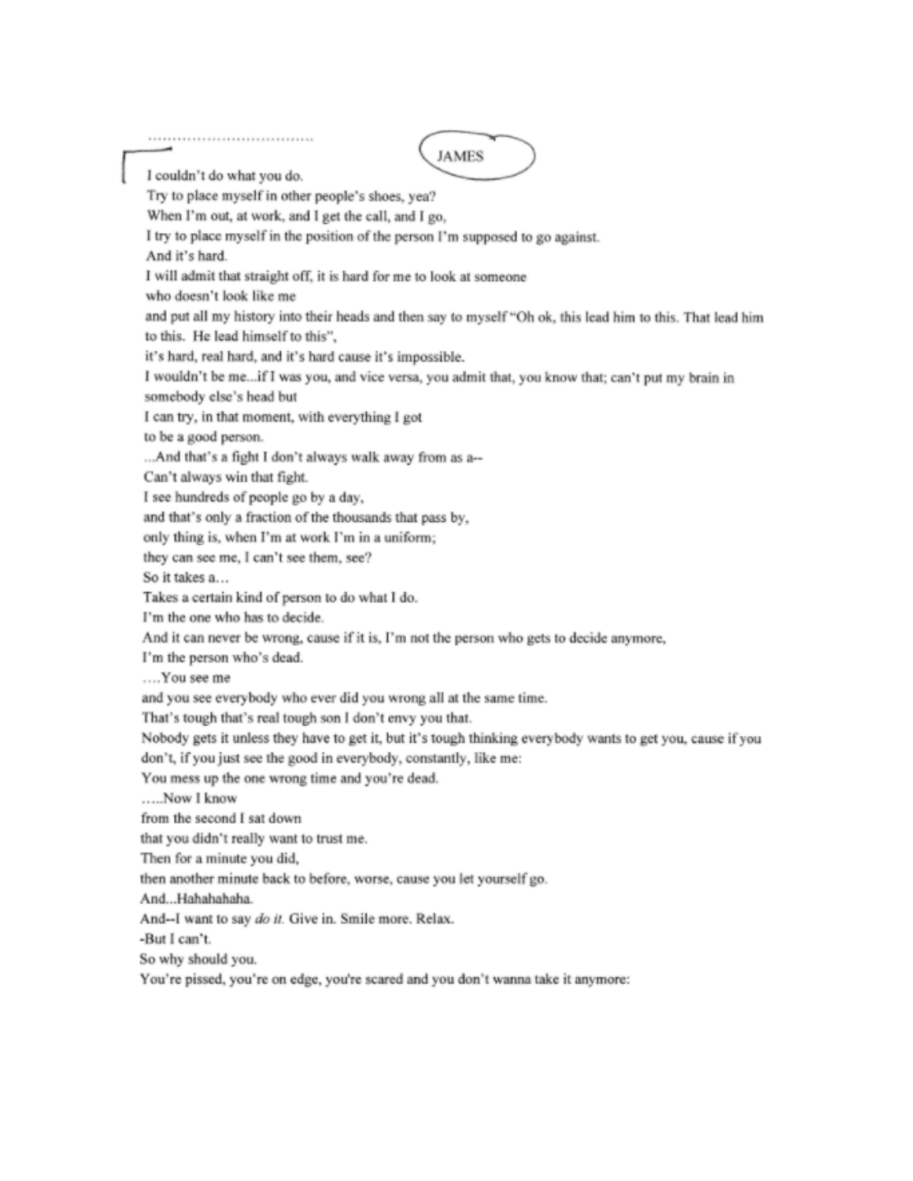................................

JAMES

I couldn't do what you do.
Try to place myself in other people's shoes, yea?
When I'm out, at work, and I get the call, and I go,
I try to place myself in the position of the person I'm supposed to go against.
And it's hard.
I will admit that straight off, it is hard for me to look at someone
who doesn't look like me
and put all my history into their heads and then say to myself "Oh ok, this lead him to this. That lead him to this. He lead himself to this",
it's hard, real hard, and it's hard cause it's impossible.
I wouldn't be me...if I was you, and vice versa, you admit that, you know that; can't put my brain in somebody else's head but
I can try, in that moment, with everything I got
to be a good person.
...And that's a fight I don't always walk away from as a--
Can't always win that fight.
I see hundreds of people go by a day,
and that's only a fraction of the thousands that pass by,
only thing is, when I'm at work I'm in a uniform;
they can see me, I can't see them, see?
So it takes a…
Takes a certain kind of person to do what I do.
I'm the one who has to decide.
And it can never be wrong, cause if it is, I'm not the person who gets to decide anymore,
I'm the person who's dead.
….You see me
and you see everybody who ever did you wrong all at the same time.
That's tough that's real tough son I don't envy you that.
Nobody gets it unless they have to get it, but it's tough thinking everybody wants to get you, cause if you don't, if you just see the good in everybody, constantly, like me:
You mess up the one wrong time and you're dead.
…..Now I know
from the second I sat down
that you didn't really want to trust me.
Then for a minute you did,
then another minute back to before, worse, cause you let yourself go.
And...Hahahahaha.
And--I want to say *do it.* Give in. Smile more. Relax.
-But I can't.
So why should you.
You're pissed, you're on edge, you're scared and you don't wanna take it anymore: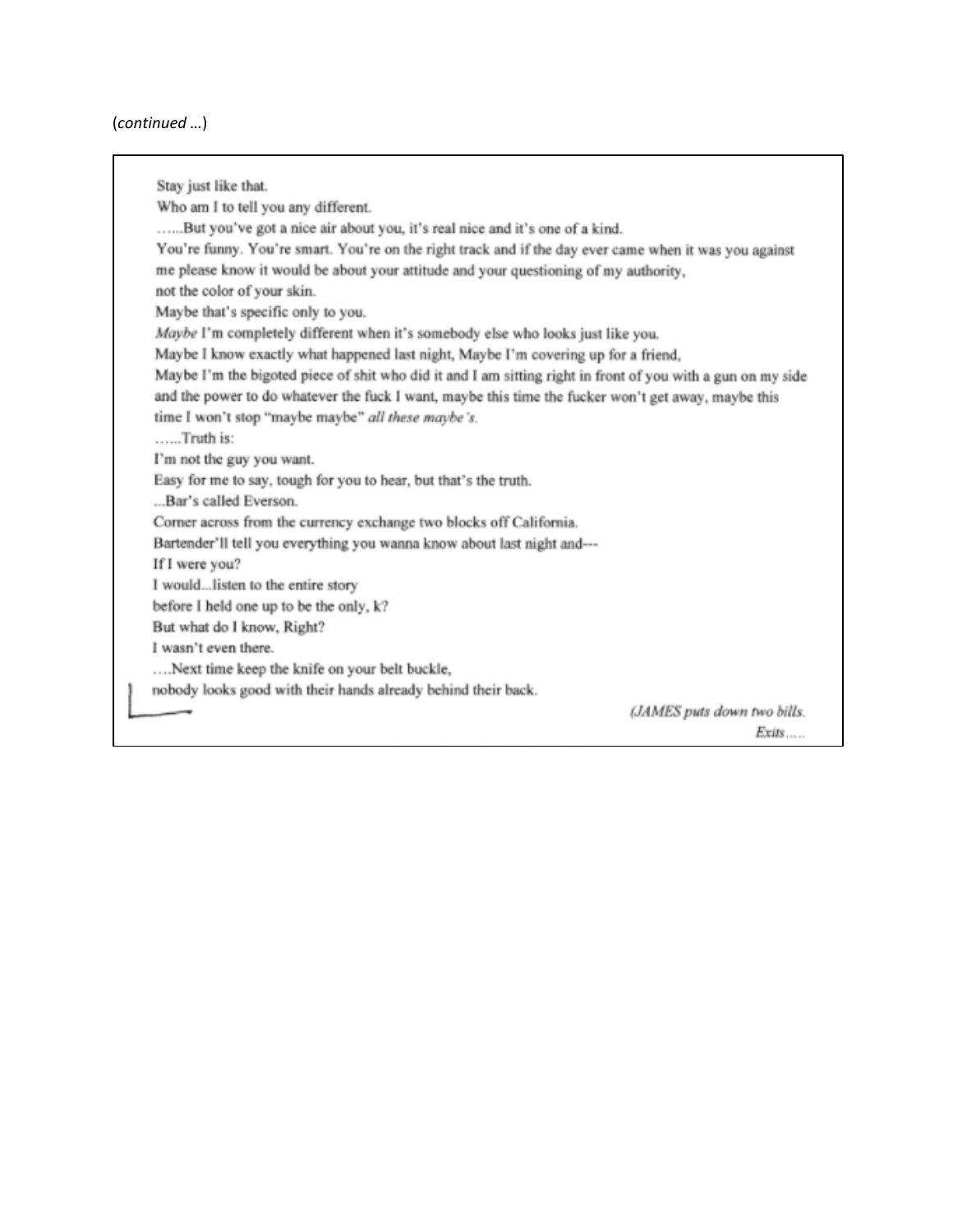(*continued …*)

Stay just like that.
Who am I to tell you any different.
…...But you've got a nice air about you, it's real nice and it's one of a kind.
You're funny. You're smart. You're on the right track and if the day ever came when it was you against me please know it would be about your attitude and your questioning of my authority,
not the color of your skin.
Maybe that's specific only to you.
*Maybe* I'm completely different when it's somebody else who looks just like you.
Maybe I know exactly what happened last night, Maybe I'm covering up for a friend,
Maybe I'm the bigoted piece of shit who did it and I am sitting right in front of you with a gun on my side and the power to do whatever the fuck I want, maybe this time the fucker won't get away, maybe this time I won't stop "maybe maybe" *all these maybe's.*
…...Truth is:
I'm not the guy you want.
Easy for me to say, tough for you to hear, but that's the truth.
...Bar's called Everson.
Corner across from the currency exchange two blocks off California.
Bartender'll tell you everything you wanna know about last night and---
If I were you?
I would...listen to the entire story
before I held one up to be the only, k?
But what do I know, Right?
I wasn't even there.
….Next time keep the knife on your belt buckle,
nobody looks good with their hands already behind their back.

*(JAMES puts down two bills.*
*Exits…..*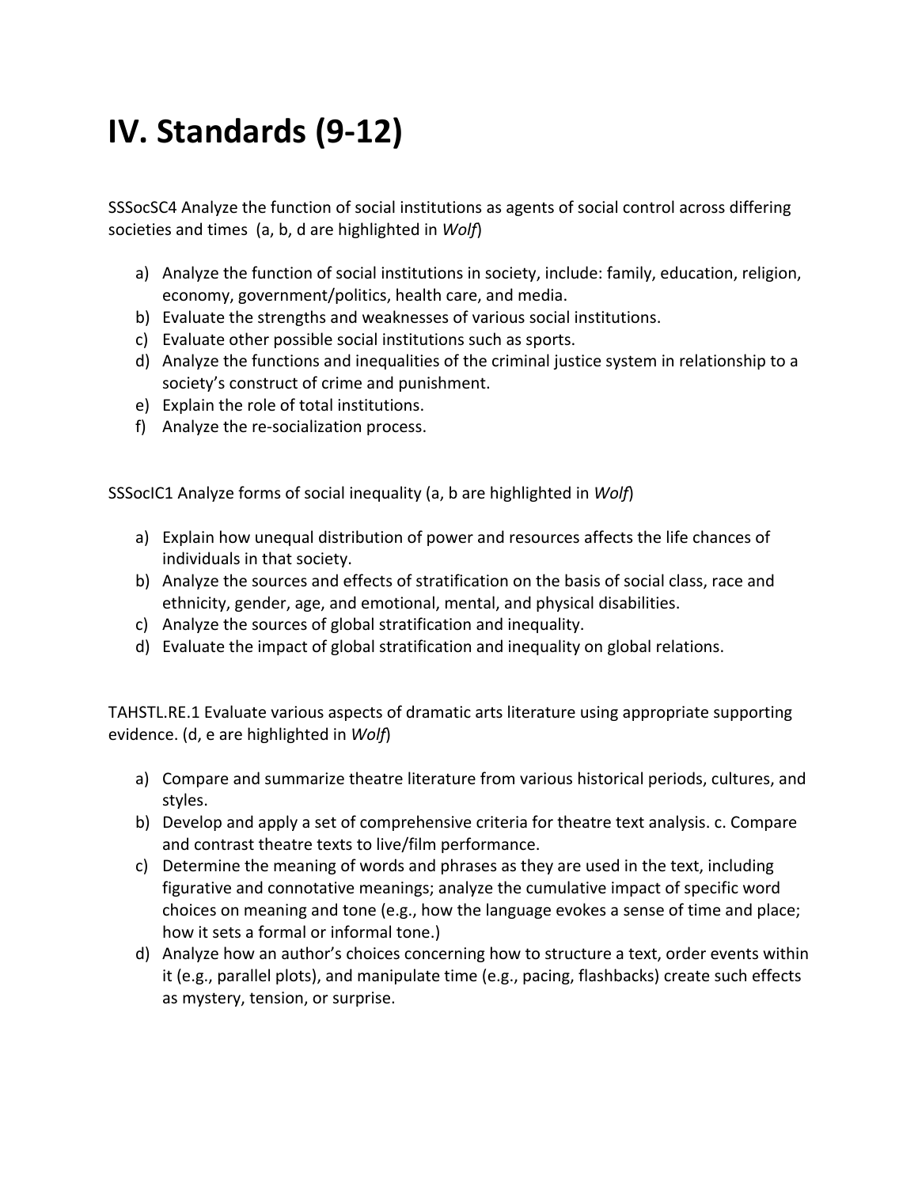# IV. Standards (9-12)

SSSocSC4 Analyze the function of social institutions as agents of social control across differing societies and times (a, b, d are highlighted in *Wolf*)

a) Analyze the function of social institutions in society, include: family, education, religion, economy, government/politics, health care, and media.
b) Evaluate the strengths and weaknesses of various social institutions.
c) Evaluate other possible social institutions such as sports.
d) Analyze the functions and inequalities of the criminal justice system in relationship to a society's construct of crime and punishment.
e) Explain the role of total institutions.
f) Analyze the re-socialization process.

SSSocIC1 Analyze forms of social inequality (a, b are highlighted in *Wolf*)

a) Explain how unequal distribution of power and resources affects the life chances of individuals in that society.
b) Analyze the sources and effects of stratification on the basis of social class, race and ethnicity, gender, age, and emotional, mental, and physical disabilities.
c) Analyze the sources of global stratification and inequality.
d) Evaluate the impact of global stratification and inequality on global relations.

TAHSTL.RE.1 Evaluate various aspects of dramatic arts literature using appropriate supporting evidence. (d, e are highlighted in *Wolf*)

a) Compare and summarize theatre literature from various historical periods, cultures, and styles.
b) Develop and apply a set of comprehensive criteria for theatre text analysis. c. Compare and contrast theatre texts to live/film performance.
c) Determine the meaning of words and phrases as they are used in the text, including figurative and connotative meanings; analyze the cumulative impact of specific word choices on meaning and tone (e.g., how the language evokes a sense of time and place; how it sets a formal or informal tone.)
d) Analyze how an author's choices concerning how to structure a text, order events within it (e.g., parallel plots), and manipulate time (e.g., pacing, flashbacks) create such effects as mystery, tension, or surprise.